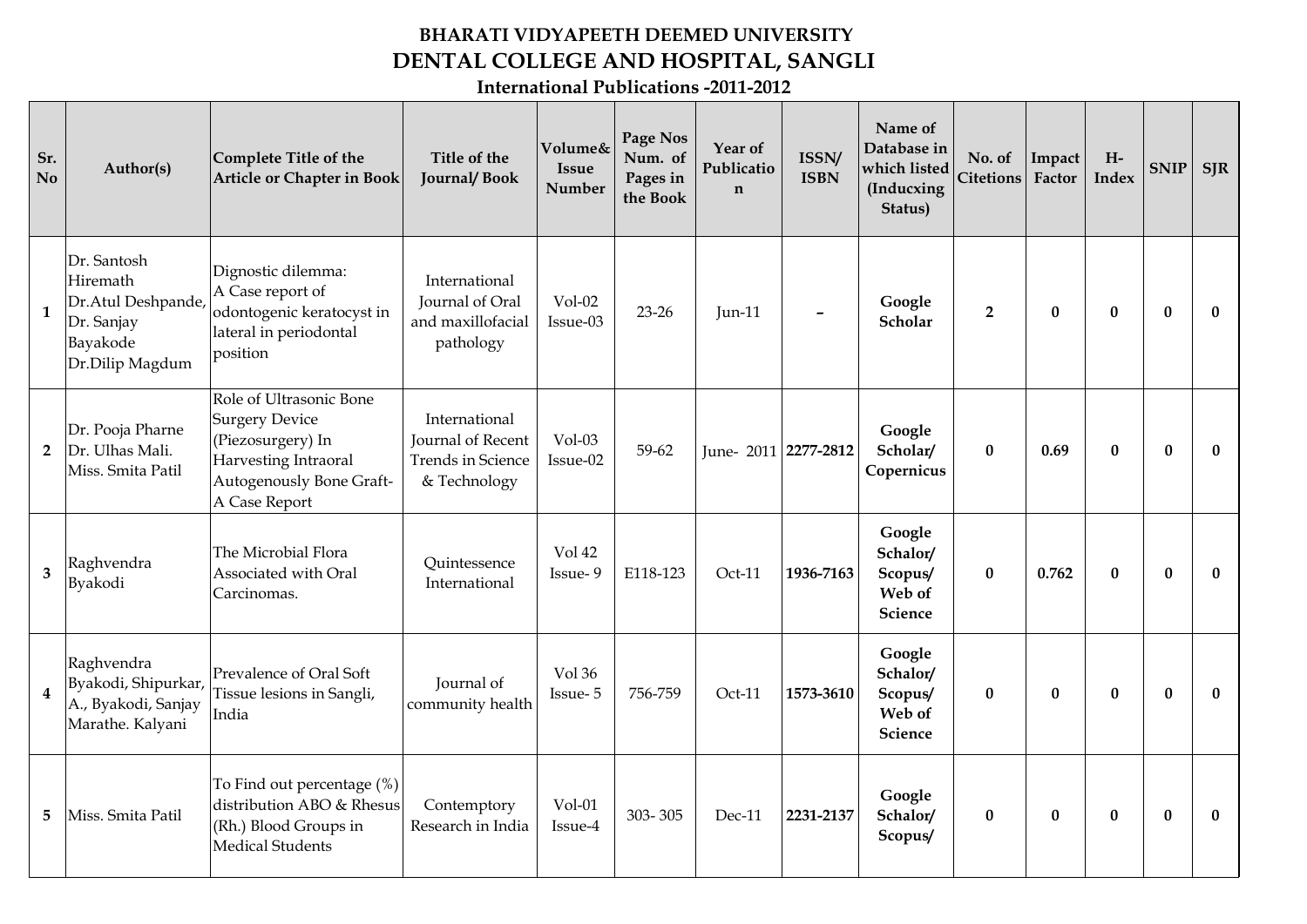# BHARATI VIDYAPEETH DEEMED UNIVERSITY

## DENTAL COLLEGE AND HOSPITAL, SANGLI

### International Publications -2011-2012

| Sr. No | Author(s) | Complete Title of the Article or Chapter in Book | Title of the Journal/ Book | Volume& Issue Number | Page Nos Num. of Pages in the Book | Year of Publication | ISSN/ ISBN | Name of Database in which listed (Inducxing Status) | No. of Citetions | Impact Factor | H-Index | SNIP | SJR |
|---|---|---|---|---|---|---|---|---|---|---|---|---|---|
| 1 | Dr. Santosh Hiremath Dr.Atul Deshpande, Dr. Sanjay Bayakode Dr.Dilip Magdum | Dignostic dilemma: A Case report of odontogenic keratocyst in lateral in periodontal position | International Journal of Oral and maxillofacial pathology | Vol-02 Issue-03 | 23-26 | Jun-11 | – | **Google Scholar** | **2** | **0** | **0** | **0** | **0** |
| 2 | Dr. Pooja Pharne Dr. Ulhas Mali. Miss. Smita Patil | Role of Ultrasonic Bone Surgery Device (Piezosurgery) In Harvesting Intraoral Autogenously Bone Graft- A Case Report | International Journal of Recent Trends in Science & Technology | Vol-03 Issue-02 | 59-62 | June- 2011 | **2277-2812** | **Google Scholar/ Copernicus** | **0** | **0.69** | **0** | **0** | **0** |
| 3 | Raghvendra Byakodi | The Microbial Flora Associated with Oral Carcinomas. | Quintessence International | Vol 42 Issue- 9 | E118-123 | Oct-11 | **1936-7163** | **Google Schalor/ Scopus/ Web of Science** | **0** | **0.762** | **0** | **0** | **0** |
| 4 | Raghvendra Byakodi, Shipurkar, A., Byakodi, Sanjay Marathe. Kalyani | Prevalence of Oral Soft Tissue lesions in Sangli, India | Journal of community health | Vol 36 Issue- 5 | 756-759 | Oct-11 | **1573-3610** | **Google Schalor/ Scopus/ Web of Science** | **0** | **0** | **0** | **0** | **0** |
| 5 | Miss. Smita Patil | To Find out percentage (%) distribution ABO & Rhesus (Rh.) Blood Groups in Medical Students | Contemptory Research in India | Vol-01 Issue-4 | 303- 305 | Dec-11 | **2231-2137** | **Google Schalor/ Scopus/** | **0** | **0** | **0** | **0** | **0** |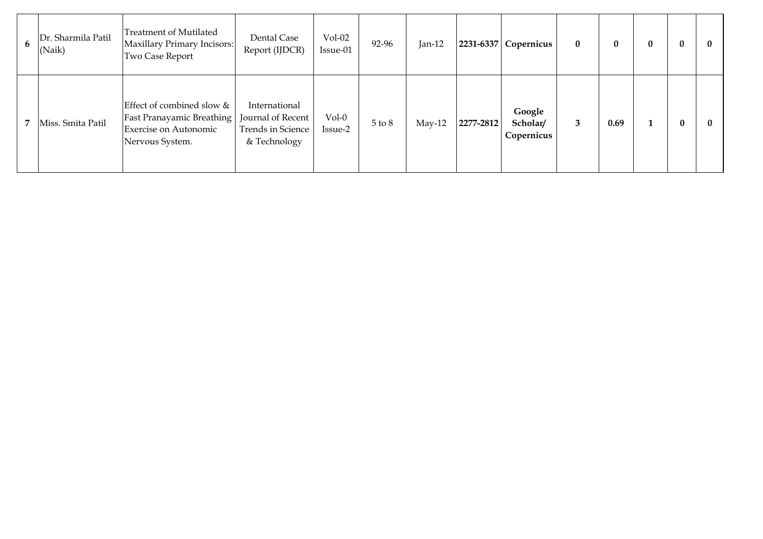| | | | | | | | | | | | | | | |
|---|---|---|---|---|---|---|---|---|---|---|---|---|---|---|
| 6 | Dr. Sharmila Patil (Naik) | Treatment of Mutilated Maxillary Primary Incisors: Two Case Report | Dental Case Report (IJDCR) | Vol-02 Issue-01 | 92-96 | Jan-12 | **2231-6337** | **Copernicus** | **0** | **0** | **0** | **0** | **0** |
| 7 | Miss. Smita Patil | Effect of combined slow & Fast Pranayamic Breathing Exercise on Autonomic Nervous System. | International Journal of Recent Trends in Science & Technology | Vol-0 Issue-2 | 5 to 8 | May-12 | **2277-2812** | **Google Scholar/ Copernicus** | **3** | **0.69** | **1** | **0** | **0** |